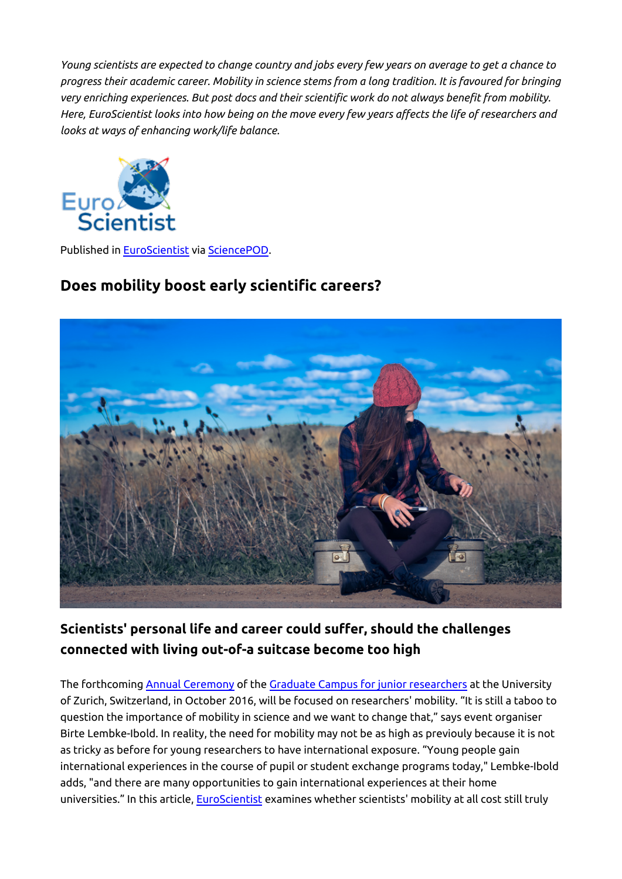*Young scientists are expected to change country and jobs every few years on average to get a chance to progress their academic career. Mobility in science stems from a long tradition. It is favoured for bringing very enriching experiences. But post docs and their scientific work do not always benefit from mobility. Here, EuroScientist looks into how being on the move every few years affects the life of researchers and looks at ways of enhancing work/life balance.*

Published in [EuroScientist] via [SciencePOD].

## Does mobility boost early scientific careers?

### Scientists' personal life and career could suffer, should the challenges connected with living out-of-a suitcase become too high

The forthcoming [Annual Ceremony] of the [Graduate Campus for junior researchers] at the University of Zurich, Switzerland, in October 2016, will be focused on researchers' mobility. "It is still a taboo to question the importance of mobility in science and we want to change that," says event organiser Birte Lembke-Ibold. In reality, the need for mobility may not be as high as previously because it is not as tricky as before for young researchers to have international exposure. "Young people gain international experiences in the course of pupil or student exchange programs today," Lembke-Ibold adds, "and there are many opportunities to gain international experiences at their home universities." In this article, [EuroScientist] examines whether scientists' mobility at all cost still truly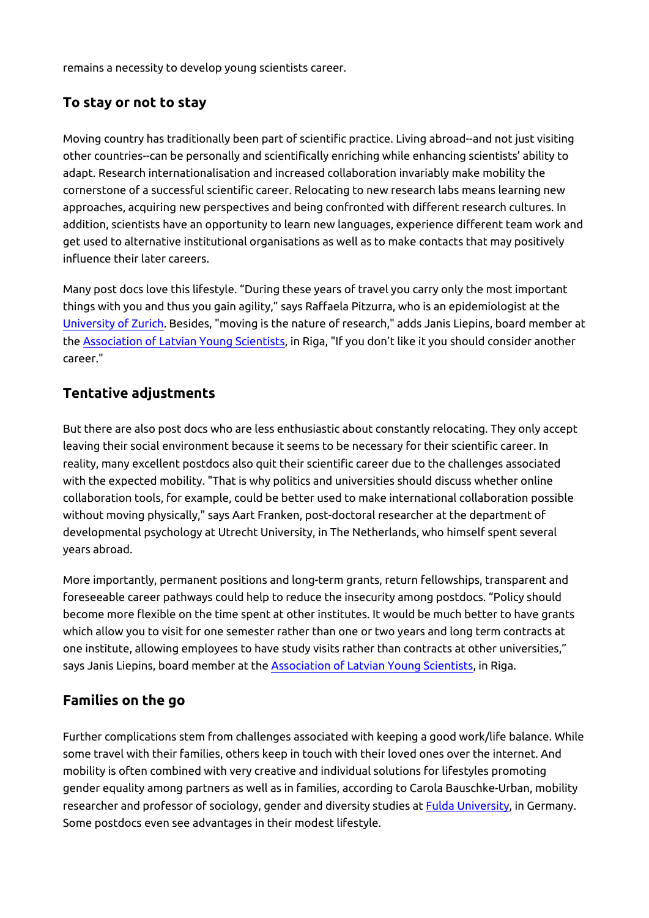remains a necessity to develop young scientists career.

## To stay or not to stay

Moving country has traditionally been part of scientific practice. Living abroad--and not just visiting other countries--can be personally and scientifically enriching while enhancing scientists' ability to adapt. Research internationalisation and increased collaboration invariably make mobility the cornerstone of a successful scientific career. Relocating to new research labs means learning new approaches, acquiring new perspectives and being confronted with different research cultures. In addition, scientists have an opportunity to learn new languages, experience different team work and get used to alternative institutional organisations as well as to make contacts that may positively influence their later careers.

Many post docs love this lifestyle. "During these years of travel you carry only the most important things with you and thus you gain agility," says Raffaela Pitzurra, who is an epidemiologist at the University of Zurich. Besides, "moving is the nature of research," adds Janis Liepins, board member at the Association of Latvian Young Scientists, in Riga, "If you don't like it you should consider another career."

## Tentative adjustments

But there are also post docs who are less enthusiastic about constantly relocating. They only accept leaving their social environment because it seems to be necessary for their scientific career. In reality, many excellent postdocs also quit their scientific career due to the challenges associated with the expected mobility. "That is why politics and universities should discuss whether online collaboration tools, for example, could be better used to make international collaboration possible without moving physically," says Aart Franken, post-doctoral researcher at the department of developmental psychology at Utrecht University, in The Netherlands, who himself spent several years abroad.

More importantly, permanent positions and long-term grants, return fellowships, transparent and foreseeable career pathways could help to reduce the insecurity among postdocs. "Policy should become more flexible on the time spent at other institutes. It would be much better to have grants which allow you to visit for one semester rather than one or two years and long term contracts at one institute, allowing employees to have study visits rather than contracts at other universities," says Janis Liepins, board member at the Association of Latvian Young Scientists, in Riga.

## Families on the go

Further complications stem from challenges associated with keeping a good work/life balance. While some travel with their families, others keep in touch with their loved ones over the internet. And mobility is often combined with very creative and individual solutions for lifestyles promoting gender equality among partners as well as in families, according to Carola Bauschke-Urban, mobility researcher and professor of sociology, gender and diversity studies at Fulda University, in Germany. Some postdocs even see advantages in their modest lifestyle.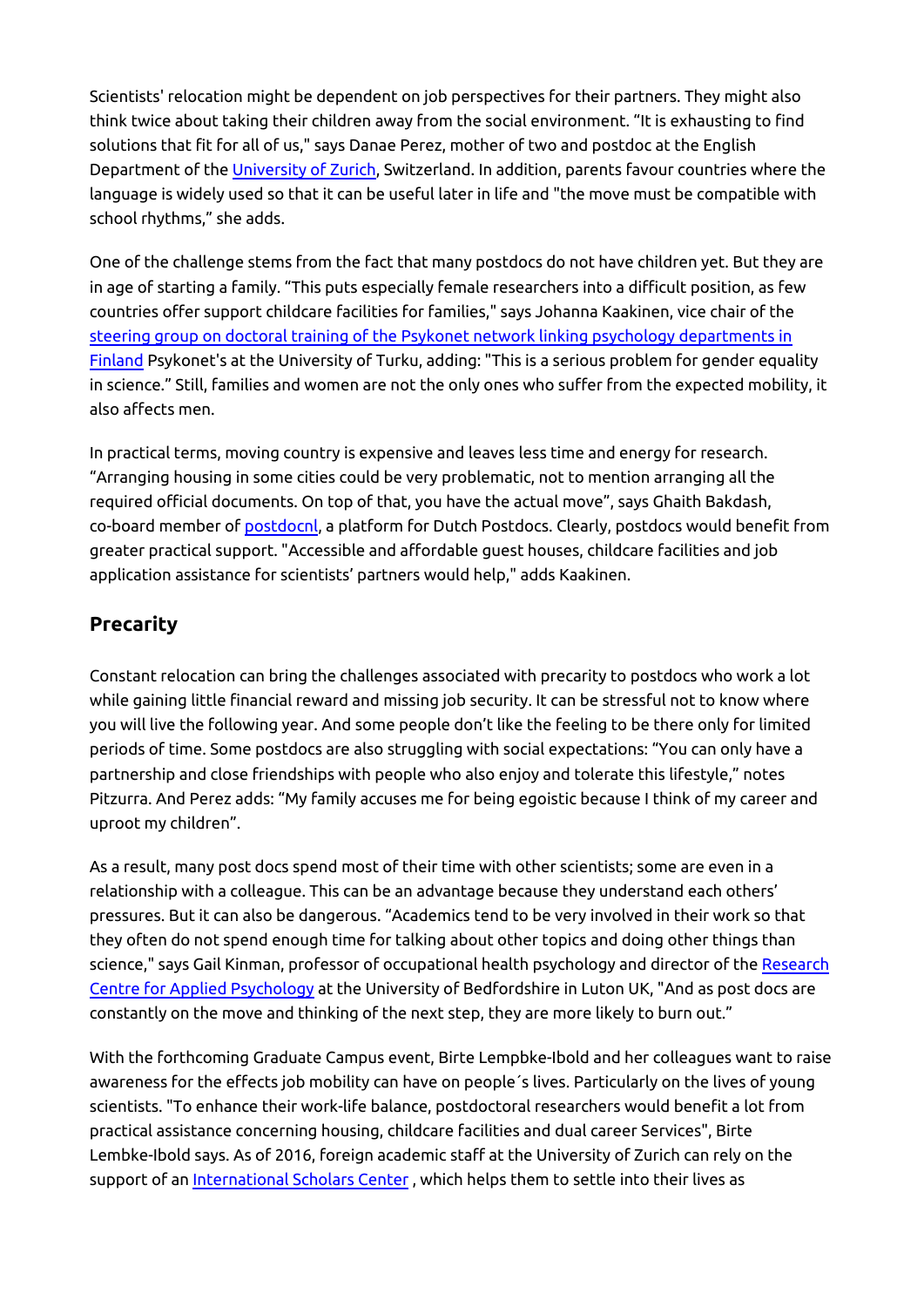Scientists' relocation might be dependent on job perspectives for their partners. They might also think twice about taking their children away from the social environment. “It is exhausting to find solutions that fit for all of us," says Danae Perez, mother of two and postdoc at the English Department of the [University of Zurich](), Switzerland. In addition, parents favour countries where the language is widely used so that it can be useful later in life and "the move must be compatible with school rhythms,” she adds.

One of the challenge stems from the fact that many postdocs do not have children yet. But they are in age of starting a family. “This puts especially female researchers into a difficult position, as few countries offer support childcare facilities for families," says Johanna Kaakinen, vice chair of the [steering group on doctoral training of the Psykonet network linking psychology departments in Finland]() Psykonet's at the University of Turku, adding: "This is a serious problem for gender equality in science.” Still, families and women are not the only ones who suffer from the expected mobility, it also affects men.

In practical terms, moving country is expensive and leaves less time and energy for research. “Arranging housing in some cities could be very problematic, not to mention arranging all the required official documents. On top of that, you have the actual move”, says Ghaith Bakdash, co-board member of [postdocnl](), a platform for Dutch Postdocs. Clearly, postdocs would benefit from greater practical support. "Accessible and affordable guest houses, childcare facilities and job application assistance for scientists’ partners would help," adds Kaakinen.

## Precarity

Constant relocation can bring the challenges associated with precarity to postdocs who work a lot while gaining little financial reward and missing job security. It can be stressful not to know where you will live the following year. And some people don’t like the feeling to be there only for limited periods of time. Some postdocs are also struggling with social expectations: “You can only have a partnership and close friendships with people who also enjoy and tolerate this lifestyle,” notes Pitzurra. And Perez adds: “My family accuses me for being egoistic because I think of my career and uproot my children”.

As a result, many post docs spend most of their time with other scientists; some are even in a relationship with a colleague. This can be an advantage because they understand each others’ pressures. But it can also be dangerous. “Academics tend to be very involved in their work so that they often do not spend enough time for talking about other topics and doing other things than science," says Gail Kinman, professor of occupational health psychology and director of the [Research Centre for Applied Psychology]() at the University of Bedfordshire in Luton UK, "And as post docs are constantly on the move and thinking of the next step, they are more likely to burn out.”

With the forthcoming Graduate Campus event, Birte Lempbke-Ibold and her colleagues want to raise awareness for the effects job mobility can have on people´s lives. Particularly on the lives of young scientists. "To enhance their work-life balance, postdoctoral researchers would benefit a lot from practical assistance concerning housing, childcare facilities and dual career Services", Birte Lembke-Ibold says. As of 2016, foreign academic staff at the University of Zurich can rely on the support of an [International Scholars Center]() , which helps them to settle into their lives as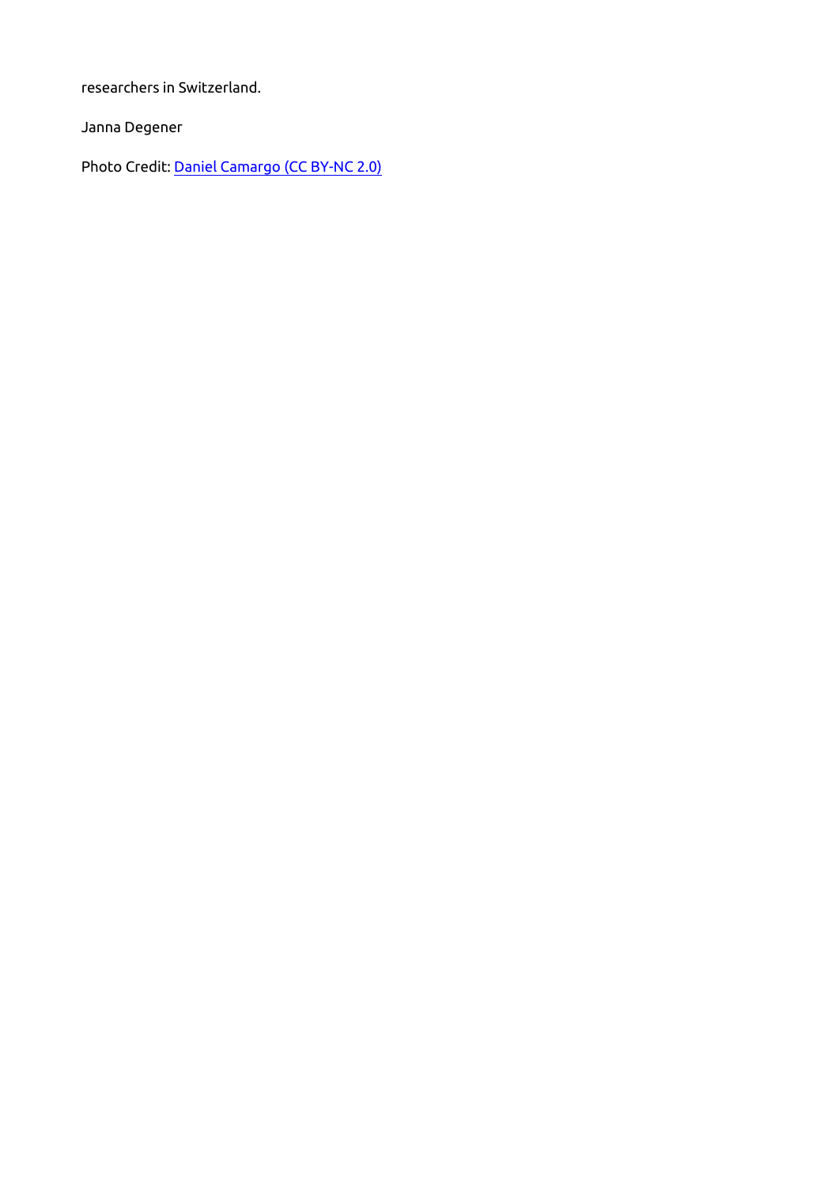researchers in Switzerland.

Janna Degener

Photo Credit: [Daniel Camargo (CC BY-NC 2.0)]